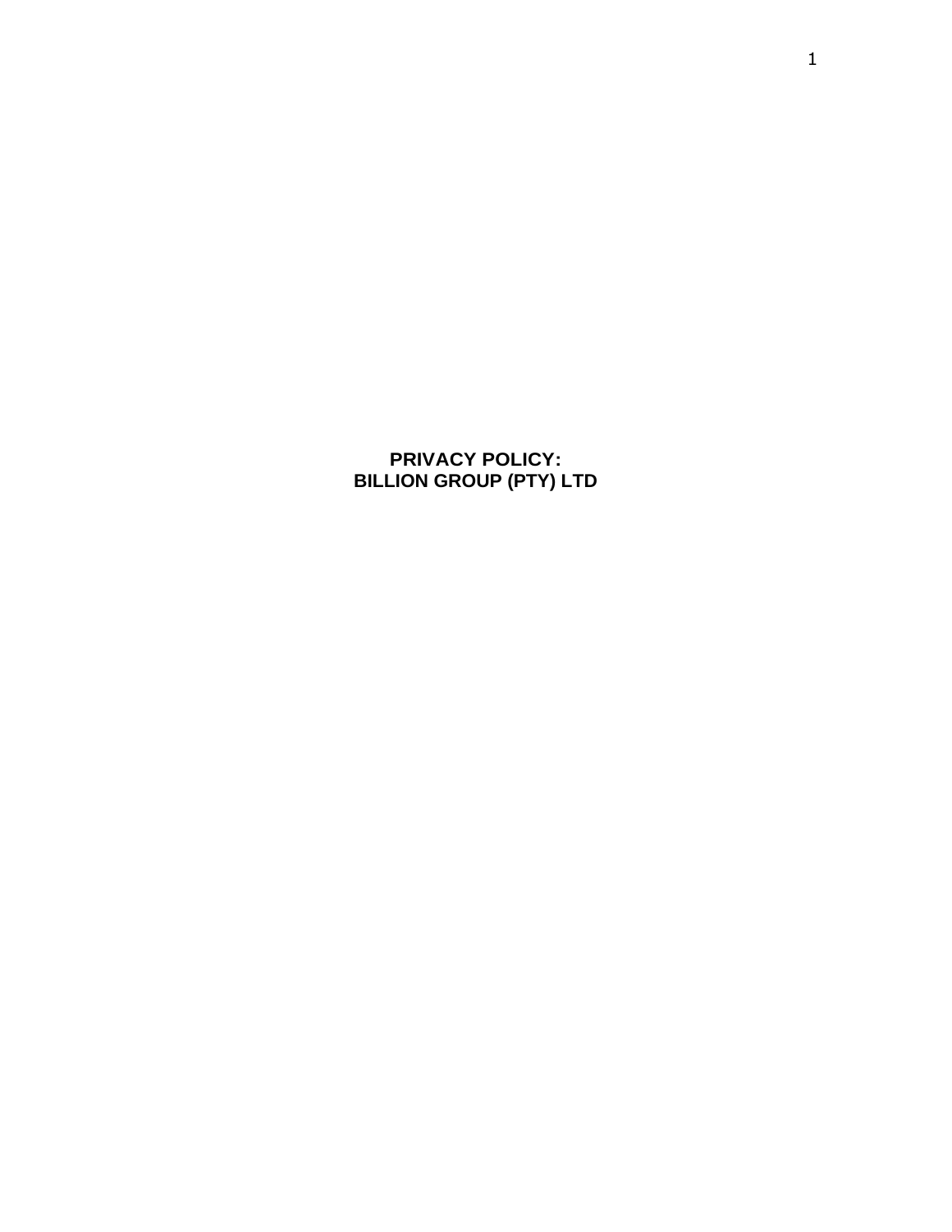# PRIVACY POLICY:
# BILLION GROUP (PTY) LTD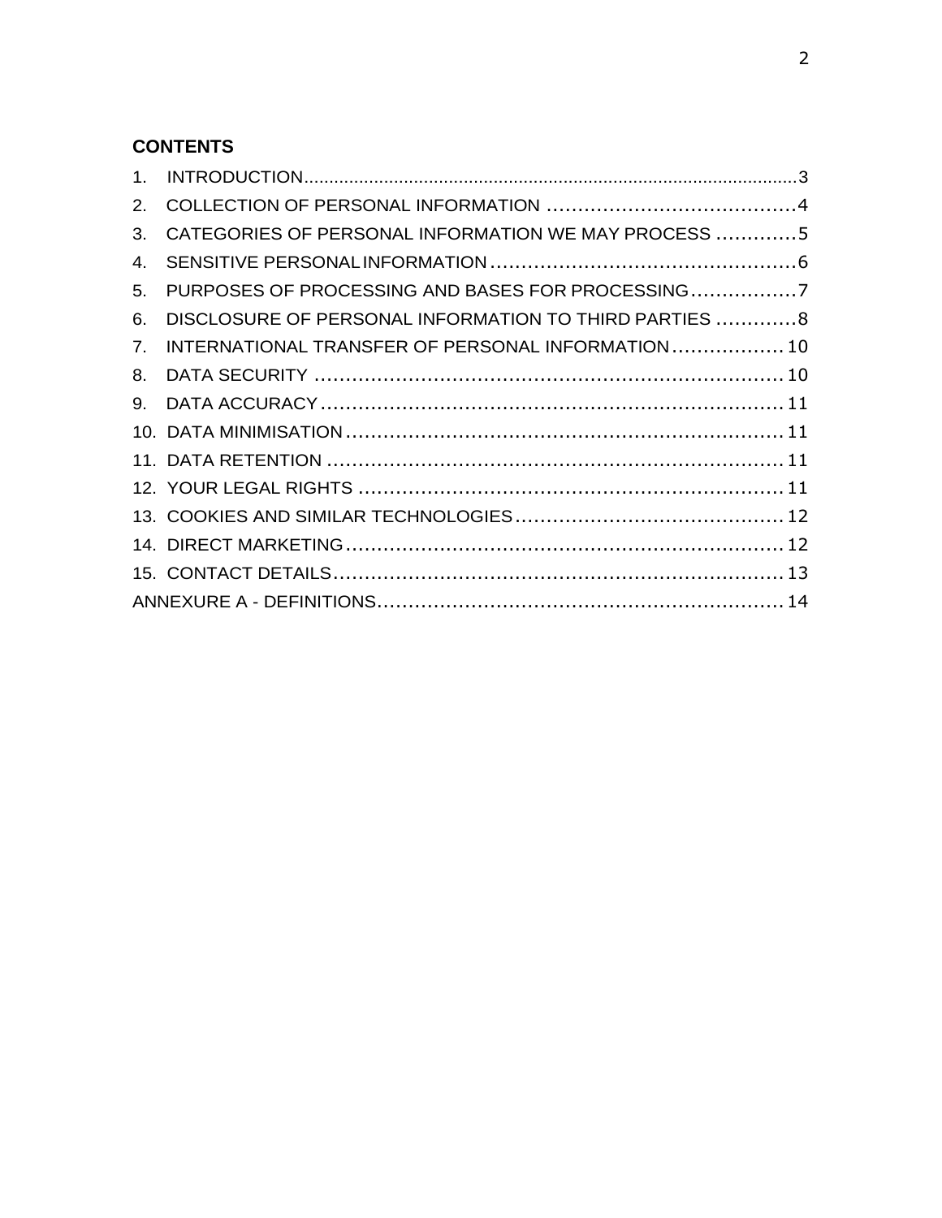**CONTENTS**

1. INTRODUCTION .......... 3
2. COLLECTION OF PERSONAL INFORMATION .......... 4
3. CATEGORIES OF PERSONAL INFORMATION WE MAY PROCESS .......... 5
4. SENSITIVE PERSONAL INFORMATION .......... 6
5. PURPOSES OF PROCESSING AND BASES FOR PROCESSING .......... 7
6. DISCLOSURE OF PERSONAL INFORMATION TO THIRD PARTIES .......... 8
7. INTERNATIONAL TRANSFER OF PERSONAL INFORMATION .......... 10
8. DATA SECURITY .......... 10
9. DATA ACCURACY .......... 11
10. DATA MINIMISATION .......... 11
11. DATA RETENTION .......... 11
12. YOUR LEGAL RIGHTS .......... 11
13. COOKIES AND SIMILAR TECHNOLOGIES .......... 12
14. DIRECT MARKETING .......... 12
15. CONTACT DETAILS .......... 13

ANNEXURE A - DEFINITIONS .......... 14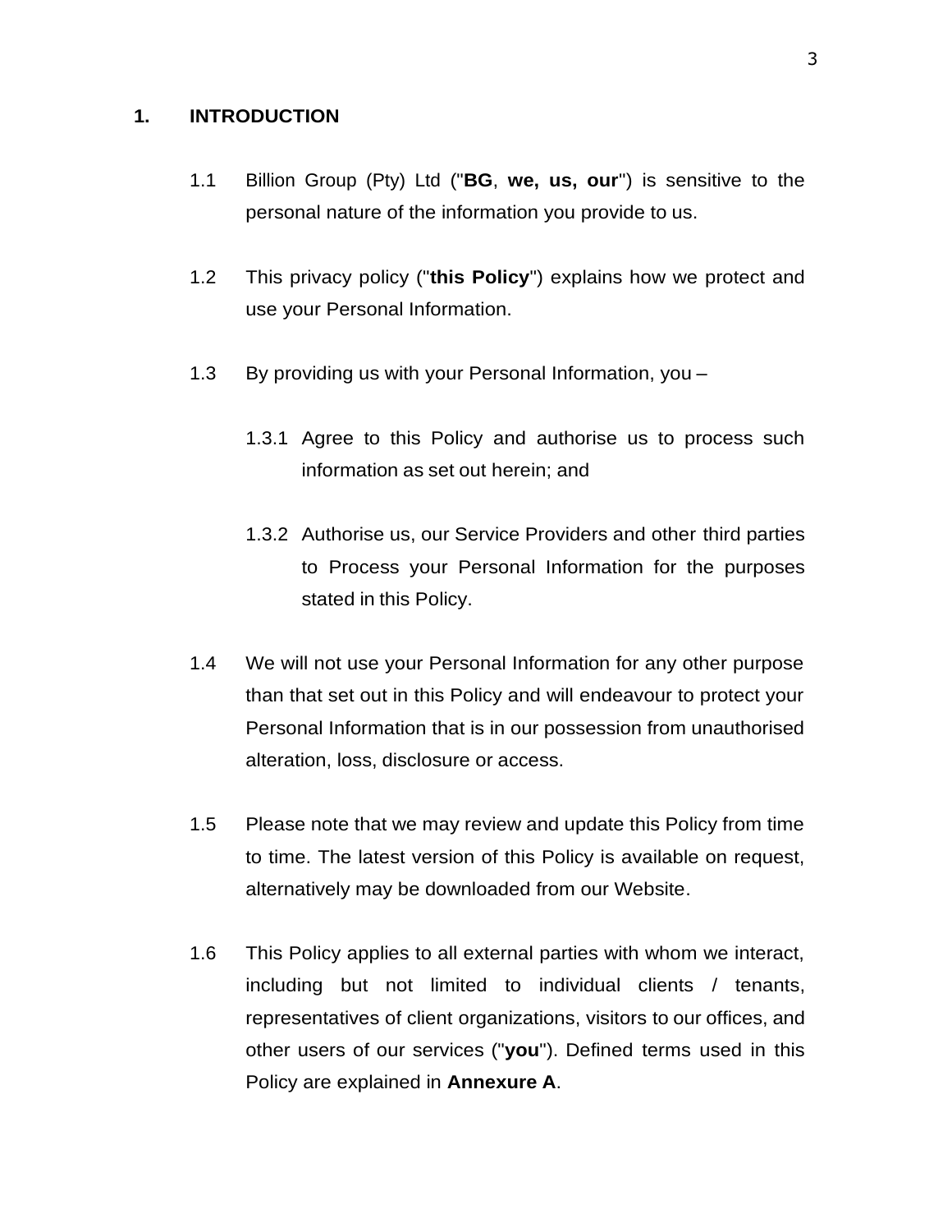# 1. INTRODUCTION

1.1 Billion Group (Pty) Ltd ("**BG**, **we, us, our**") is sensitive to the personal nature of the information you provide to us.

1.2 This privacy policy ("**this Policy**") explains how we protect and use your Personal Information.

1.3 By providing us with your Personal Information, you –

1.3.1 Agree to this Policy and authorise us to process such information as set out herein; and

1.3.2 Authorise us, our Service Providers and other third parties to Process your Personal Information for the purposes stated in this Policy.

1.4 We will not use your Personal Information for any other purpose than that set out in this Policy and will endeavour to protect your Personal Information that is in our possession from unauthorised alteration, loss, disclosure or access.

1.5 Please note that we may review and update this Policy from time to time. The latest version of this Policy is available on request, alternatively may be downloaded from our Website.

1.6 This Policy applies to all external parties with whom we interact, including but not limited to individual clients / tenants, representatives of client organizations, visitors to our offices, and other users of our services ("**you**"). Defined terms used in this Policy are explained in **Annexure A**.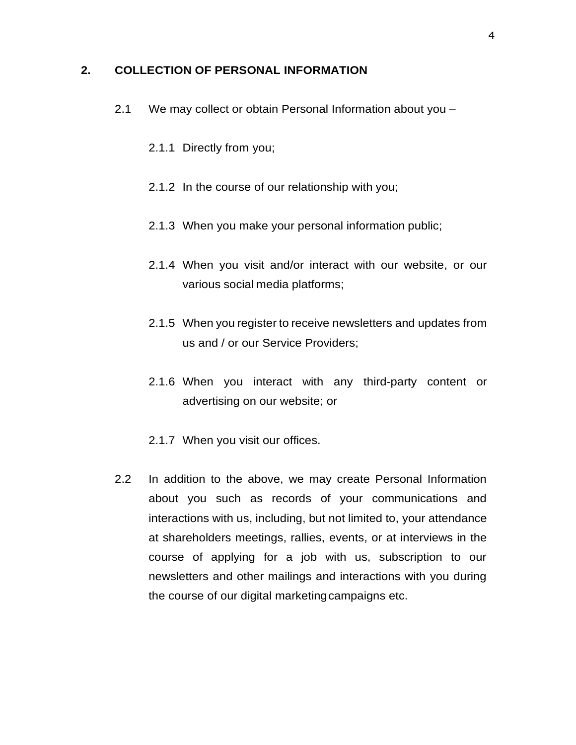## 2. COLLECTION OF PERSONAL INFORMATION

2.1 We may collect or obtain Personal Information about you –

2.1.1 Directly from you;

2.1.2 In the course of our relationship with you;

2.1.3 When you make your personal information public;

2.1.4 When you visit and/or interact with our website, or our various social media platforms;

2.1.5 When you register to receive newsletters and updates from us and / or our Service Providers;

2.1.6 When you interact with any third-party content or advertising on our website; or

2.1.7 When you visit our offices.

2.2 In addition to the above, we may create Personal Information about you such as records of your communications and interactions with us, including, but not limited to, your attendance at shareholders meetings, rallies, events, or at interviews in the course of applying for a job with us, subscription to our newsletters and other mailings and interactions with you during the course of our digital marketing campaigns etc.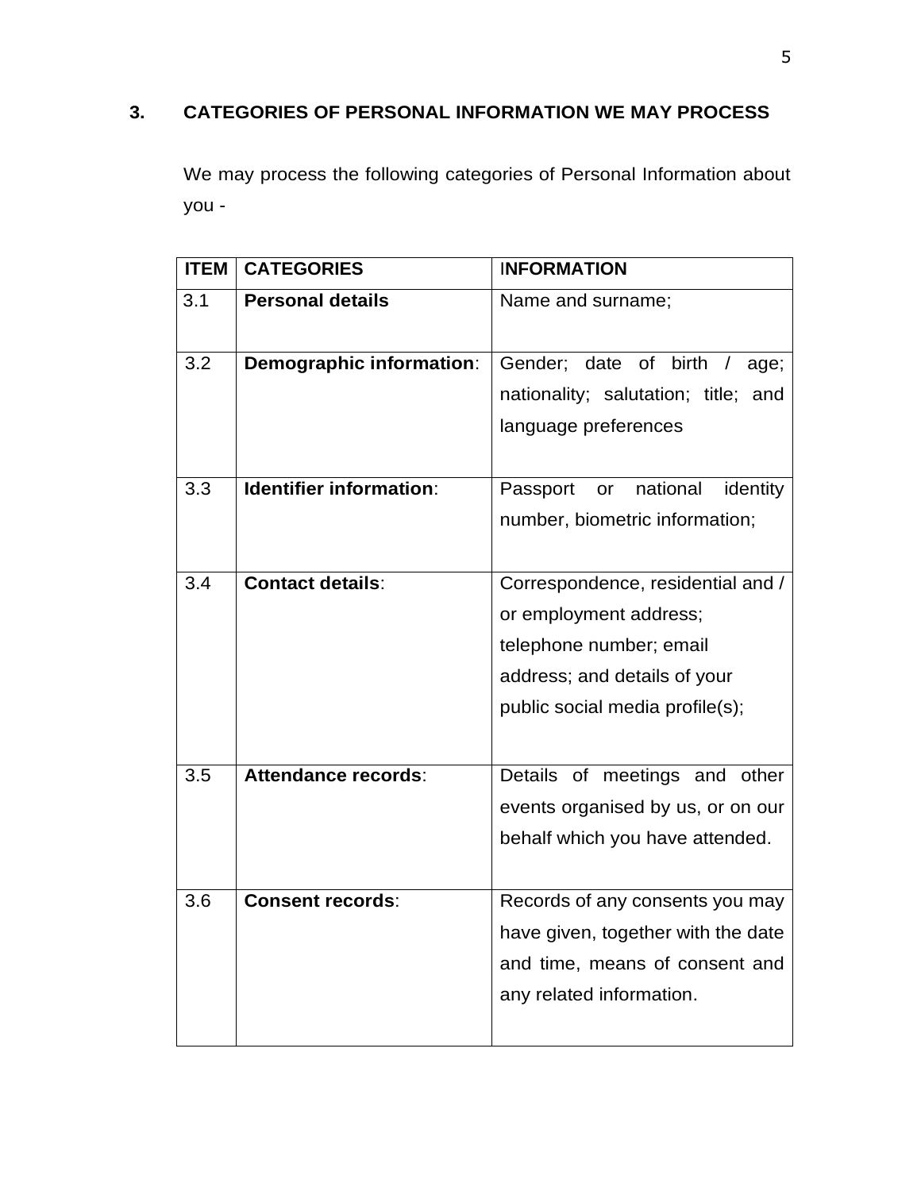## 3. CATEGORIES OF PERSONAL INFORMATION WE MAY PROCESS

We may process the following categories of Personal Information about you -

| ITEM | CATEGORIES | INFORMATION |
|---|---|---|
| 3.1 | **Personal details** | Name and surname; |
| 3.2 | **Demographic information**: | Gender; date of birth / age; nationality; salutation; title; and language preferences |
| 3.3 | **Identifier information**: | Passport or national identity number, biometric information; |
| 3.4 | **Contact details**: | Correspondence, residential and / or employment address; telephone number; email address; and details of your public social media profile(s); |
| 3.5 | **Attendance records**: | Details of meetings and other events organised by us, or on our behalf which you have attended. |
| 3.6 | **Consent records**: | Records of any consents you may have given, together with the date and time, means of consent and any related information. |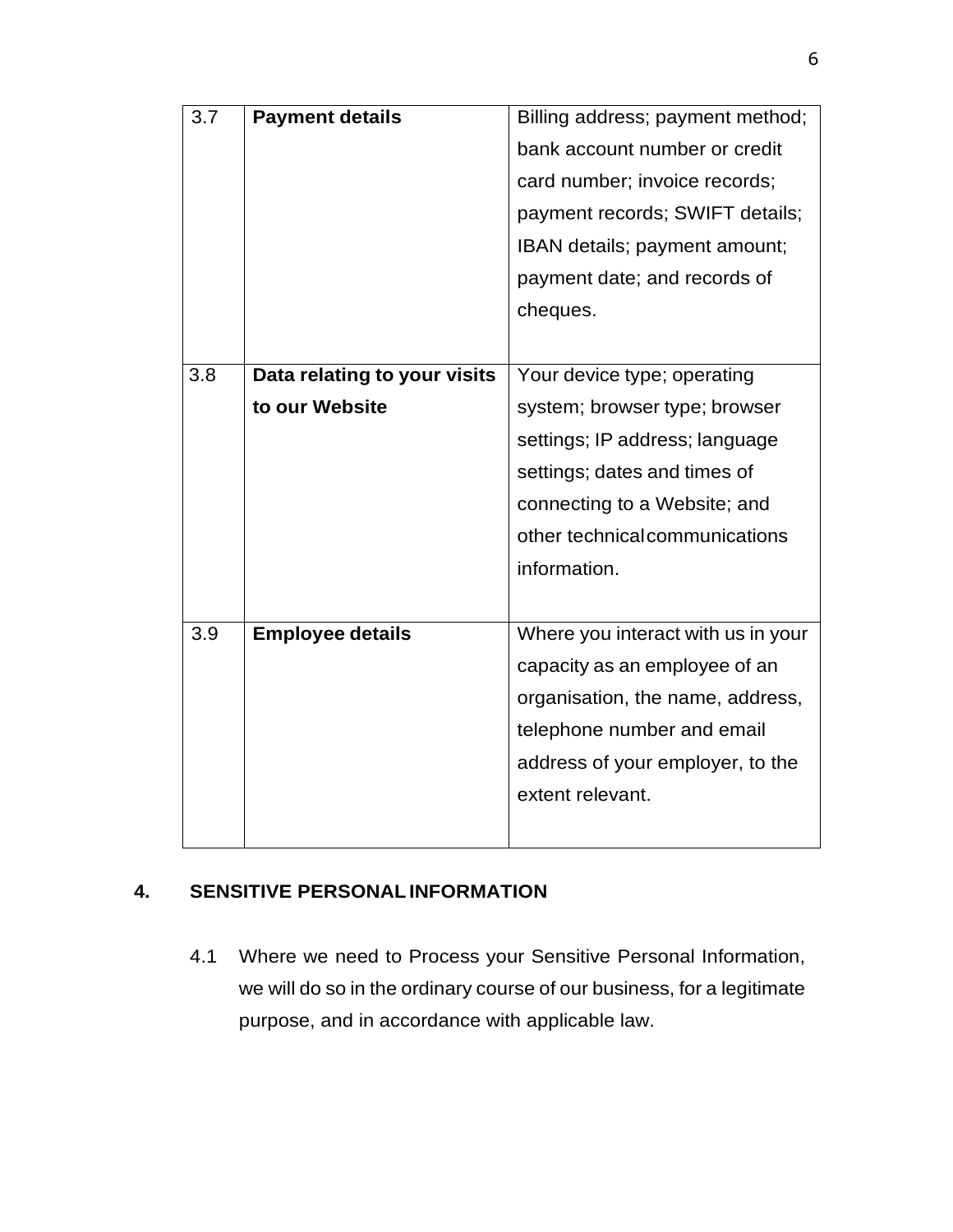| 3.7 | **Payment details** | Billing address; payment method; bank account number or credit card number; invoice records; payment records; SWIFT details; IBAN details; payment amount; payment date; and records of cheques. |
|---|---|---|
| 3.8 | **Data relating to your visits to our Website** | Your device type; operating system; browser type; browser settings; IP address; language settings; dates and times of connecting to a Website; and other technical communications information. |
| 3.9 | **Employee details** | Where you interact with us in your capacity as an employee of an organisation, the name, address, telephone number and email address of your employer, to the extent relevant. |

## 4. SENSITIVE PERSONAL INFORMATION

4.1 Where we need to Process your Sensitive Personal Information, we will do so in the ordinary course of our business, for a legitimate purpose, and in accordance with applicable law.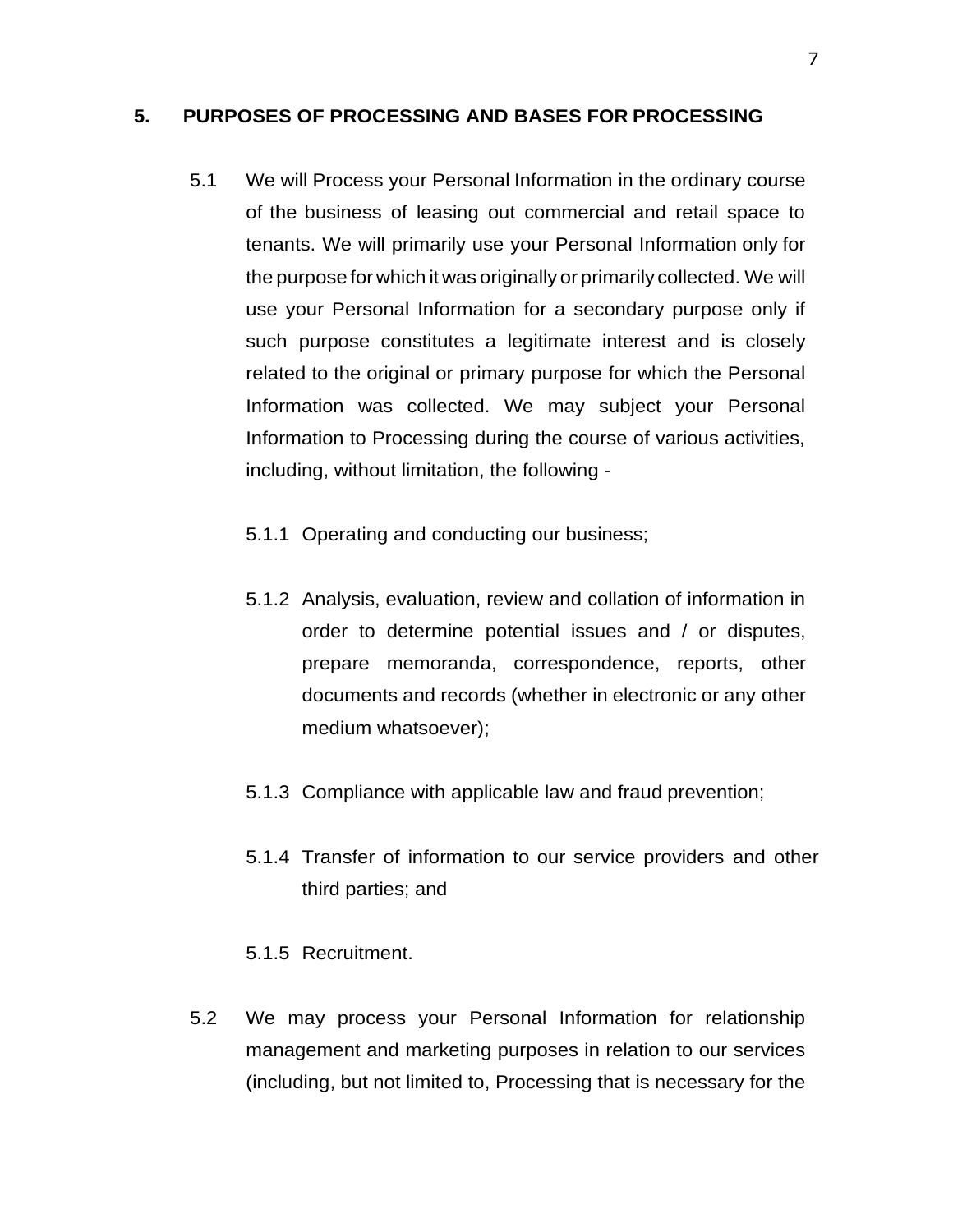## 5. PURPOSES OF PROCESSING AND BASES FOR PROCESSING

5.1 We will Process your Personal Information in the ordinary course of the business of leasing out commercial and retail space to tenants. We will primarily use your Personal Information only for the purpose for which it was originally or primarily collected. We will use your Personal Information for a secondary purpose only if such purpose constitutes a legitimate interest and is closely related to the original or primary purpose for which the Personal Information was collected. We may subject your Personal Information to Processing during the course of various activities, including, without limitation, the following -

5.1.1 Operating and conducting our business;

5.1.2 Analysis, evaluation, review and collation of information in order to determine potential issues and / or disputes, prepare memoranda, correspondence, reports, other documents and records (whether in electronic or any other medium whatsoever);

5.1.3 Compliance with applicable law and fraud prevention;

5.1.4 Transfer of information to our service providers and other third parties; and

5.1.5 Recruitment.

5.2 We may process your Personal Information for relationship management and marketing purposes in relation to our services (including, but not limited to, Processing that is necessary for the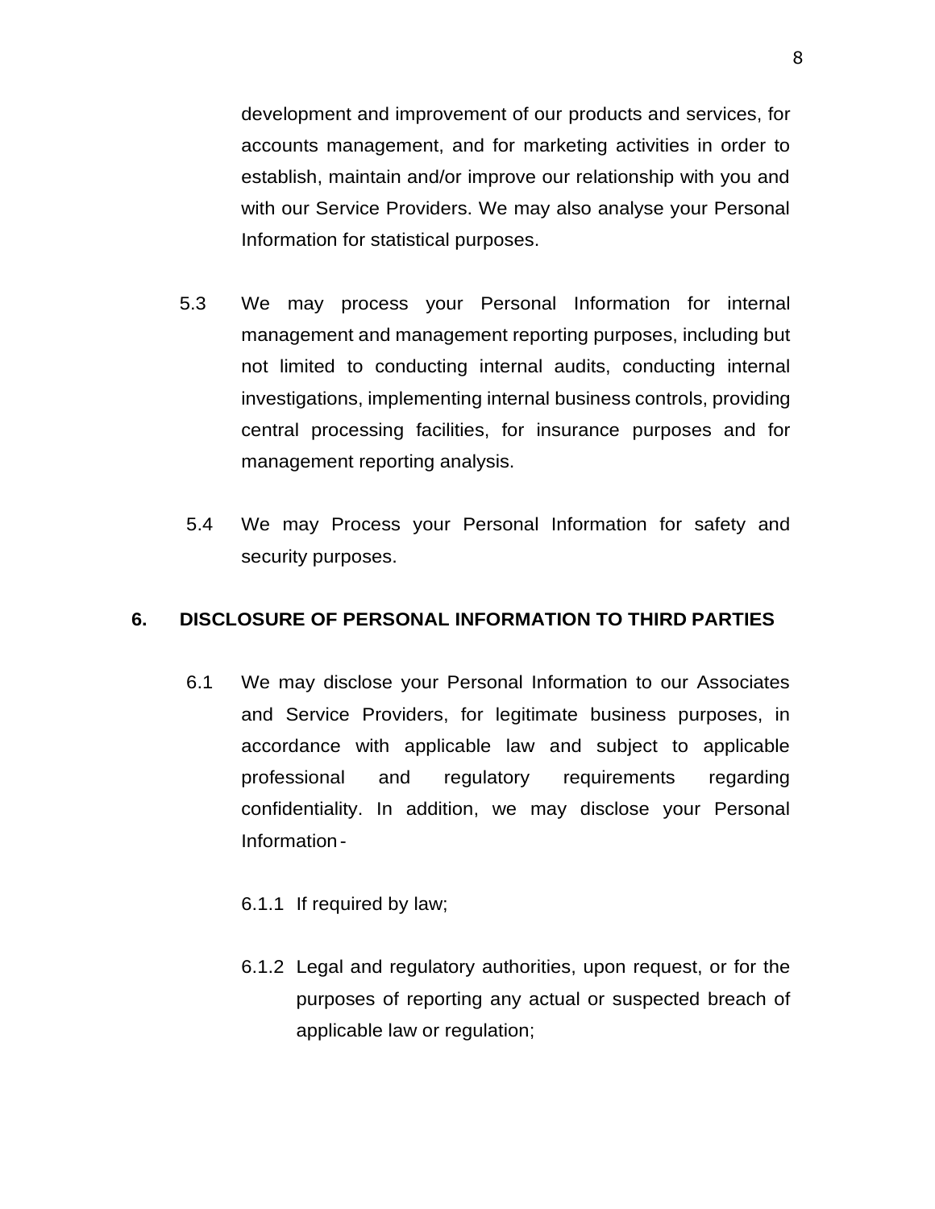development and improvement of our products and services, for accounts management, and for marketing activities in order to establish, maintain and/or improve our relationship with you and with our Service Providers. We may also analyse your Personal Information for statistical purposes.

5.3 We may process your Personal Information for internal management and management reporting purposes, including but not limited to conducting internal audits, conducting internal investigations, implementing internal business controls, providing central processing facilities, for insurance purposes and for management reporting analysis.

5.4 We may Process your Personal Information for safety and security purposes.

## 6. DISCLOSURE OF PERSONAL INFORMATION TO THIRD PARTIES

6.1 We may disclose your Personal Information to our Associates and Service Providers, for legitimate business purposes, in accordance with applicable law and subject to applicable professional and regulatory requirements regarding confidentiality. In addition, we may disclose your Personal Information -

6.1.1 If required by law;

6.1.2 Legal and regulatory authorities, upon request, or for the purposes of reporting any actual or suspected breach of applicable law or regulation;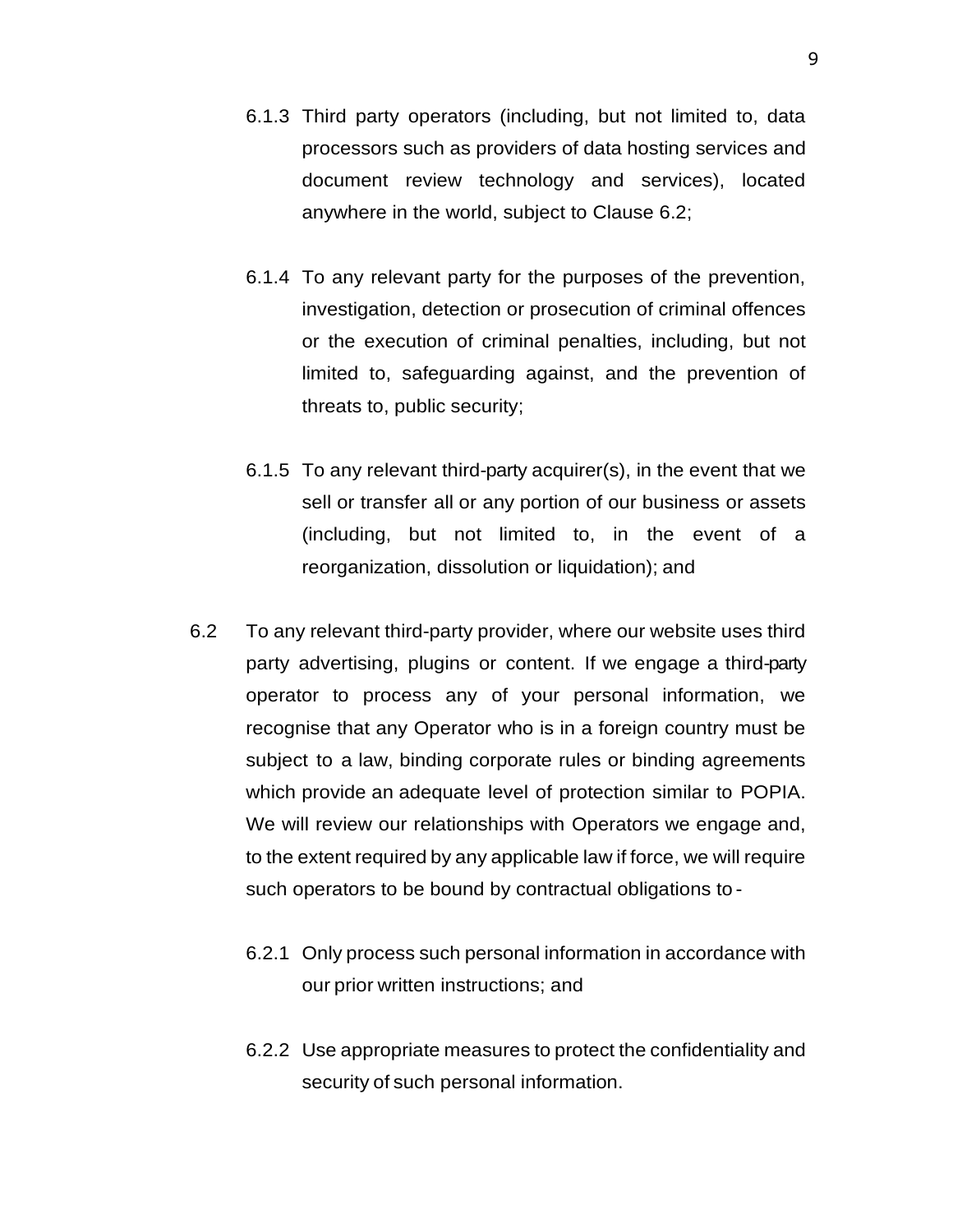6.1.3 Third party operators (including, but not limited to, data processors such as providers of data hosting services and document review technology and services), located anywhere in the world, subject to Clause 6.2;

6.1.4 To any relevant party for the purposes of the prevention, investigation, detection or prosecution of criminal offences or the execution of criminal penalties, including, but not limited to, safeguarding against, and the prevention of threats to, public security;

6.1.5 To any relevant third-party acquirer(s), in the event that we sell or transfer all or any portion of our business or assets (including, but not limited to, in the event of a reorganization, dissolution or liquidation); and

6.2 To any relevant third-party provider, where our website uses third party advertising, plugins or content. If we engage a third-party operator to process any of your personal information, we recognise that any Operator who is in a foreign country must be subject to a law, binding corporate rules or binding agreements which provide an adequate level of protection similar to POPIA. We will review our relationships with Operators we engage and, to the extent required by any applicable law if force, we will require such operators to be bound by contractual obligations to -

6.2.1 Only process such personal information in accordance with our prior written instructions; and

6.2.2 Use appropriate measures to protect the confidentiality and security of such personal information.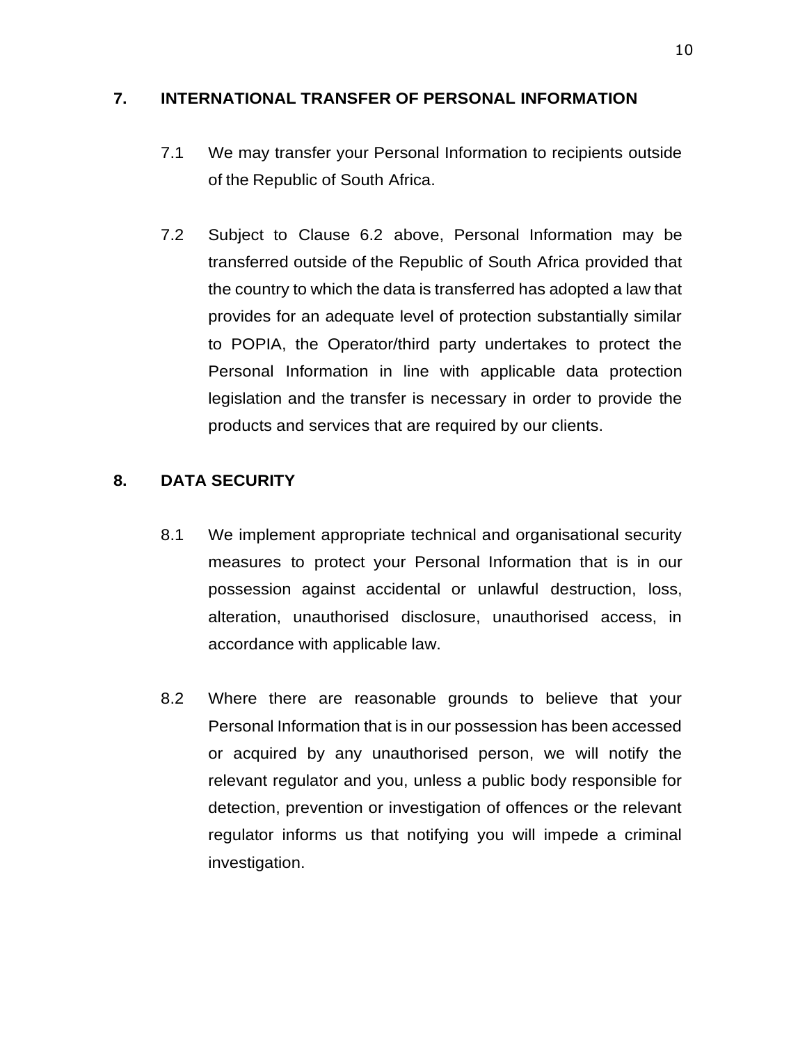## 7. INTERNATIONAL TRANSFER OF PERSONAL INFORMATION

7.1 We may transfer your Personal Information to recipients outside of the Republic of South Africa.

7.2 Subject to Clause 6.2 above, Personal Information may be transferred outside of the Republic of South Africa provided that the country to which the data is transferred has adopted a law that provides for an adequate level of protection substantially similar to POPIA, the Operator/third party undertakes to protect the Personal Information in line with applicable data protection legislation and the transfer is necessary in order to provide the products and services that are required by our clients.

## 8. DATA SECURITY

8.1 We implement appropriate technical and organisational security measures to protect your Personal Information that is in our possession against accidental or unlawful destruction, loss, alteration, unauthorised disclosure, unauthorised access, in accordance with applicable law.

8.2 Where there are reasonable grounds to believe that your Personal Information that is in our possession has been accessed or acquired by any unauthorised person, we will notify the relevant regulator and you, unless a public body responsible for detection, prevention or investigation of offences or the relevant regulator informs us that notifying you will impede a criminal investigation.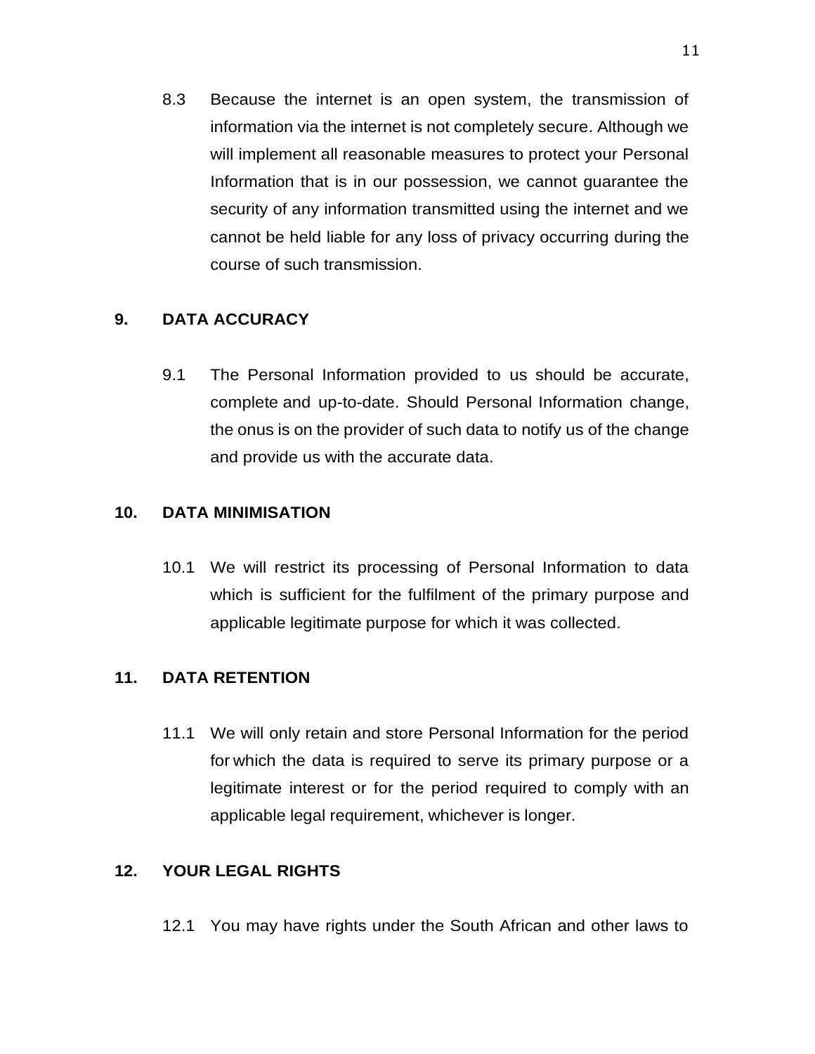8.3 Because the internet is an open system, the transmission of information via the internet is not completely secure. Although we will implement all reasonable measures to protect your Personal Information that is in our possession, we cannot guarantee the security of any information transmitted using the internet and we cannot be held liable for any loss of privacy occurring during the course of such transmission.

## 9. DATA ACCURACY

9.1 The Personal Information provided to us should be accurate, complete and up-to-date. Should Personal Information change, the onus is on the provider of such data to notify us of the change and provide us with the accurate data.

## 10. DATA MINIMISATION

10.1 We will restrict its processing of Personal Information to data which is sufficient for the fulfilment of the primary purpose and applicable legitimate purpose for which it was collected.

## 11. DATA RETENTION

11.1 We will only retain and store Personal Information for the period for which the data is required to serve its primary purpose or a legitimate interest or for the period required to comply with an applicable legal requirement, whichever is longer.

## 12. YOUR LEGAL RIGHTS

12.1 You may have rights under the South African and other laws to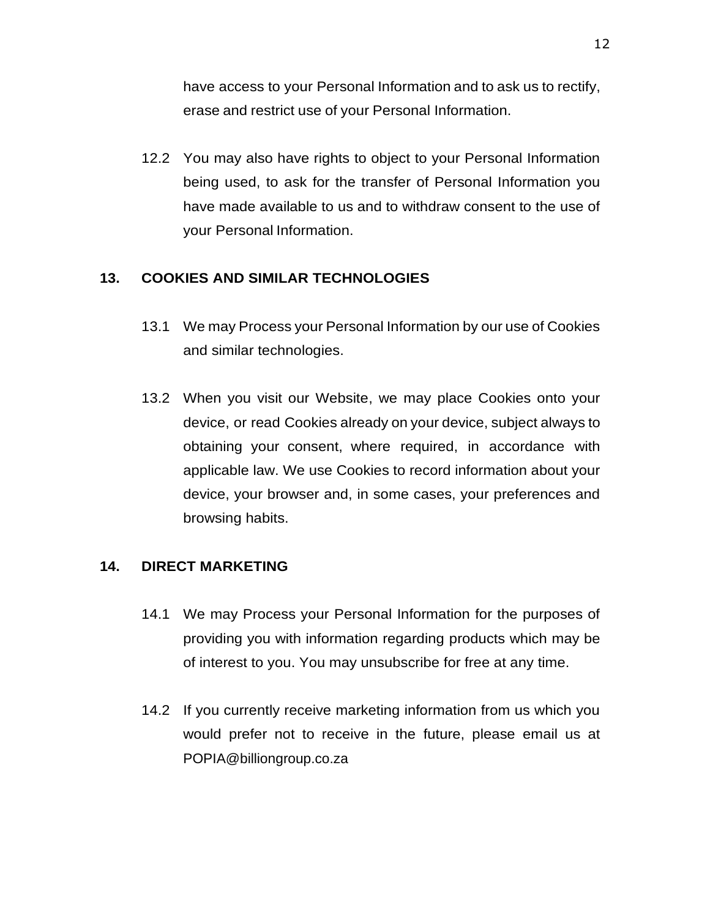have access to your Personal Information and to ask us to rectify, erase and restrict use of your Personal Information.

12.2 You may also have rights to object to your Personal Information being used, to ask for the transfer of Personal Information you have made available to us and to withdraw consent to the use of your Personal Information.

## 13. COOKIES AND SIMILAR TECHNOLOGIES

13.1 We may Process your Personal Information by our use of Cookies and similar technologies.

13.2 When you visit our Website, we may place Cookies onto your device, or read Cookies already on your device, subject always to obtaining your consent, where required, in accordance with applicable law. We use Cookies to record information about your device, your browser and, in some cases, your preferences and browsing habits.

## 14. DIRECT MARKETING

14.1 We may Process your Personal Information for the purposes of providing you with information regarding products which may be of interest to you. You may unsubscribe for free at any time.

14.2 If you currently receive marketing information from us which you would prefer not to receive in the future, please email us at POPIA@billiongroup.co.za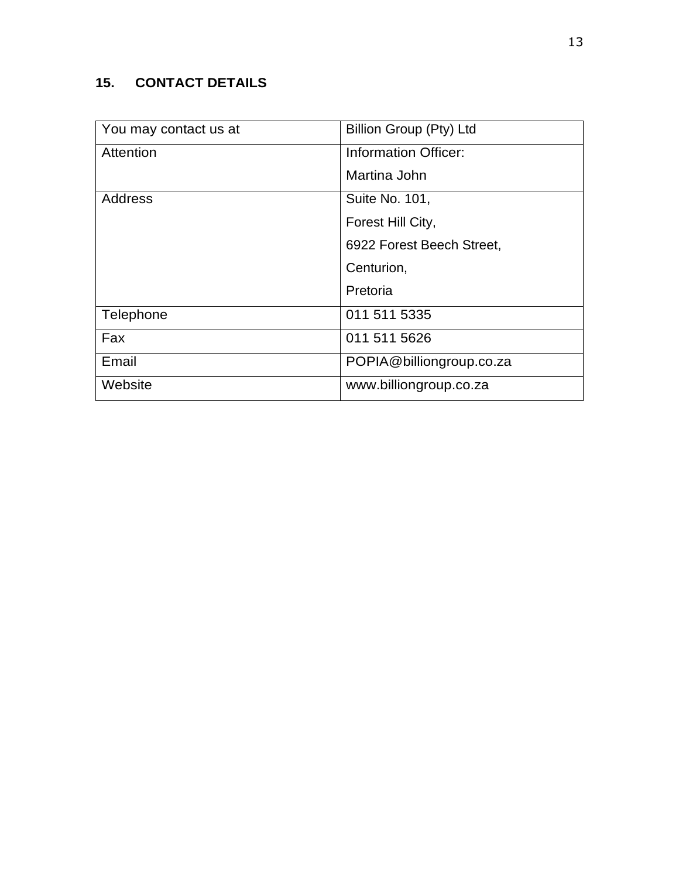## 15. CONTACT DETAILS

| You may contact us at | Billion Group (Pty) Ltd |
|---|---|
| Attention | Information Officer:<br>Martina John |
| Address | Suite No. 101,<br>Forest Hill City,<br>6922 Forest Beech Street,<br>Centurion,<br>Pretoria |
| Telephone | 011 511 5335 |
| Fax | 011 511 5626 |
| Email | POPIA@billiongroup.co.za |
| Website | www.billiongroup.co.za |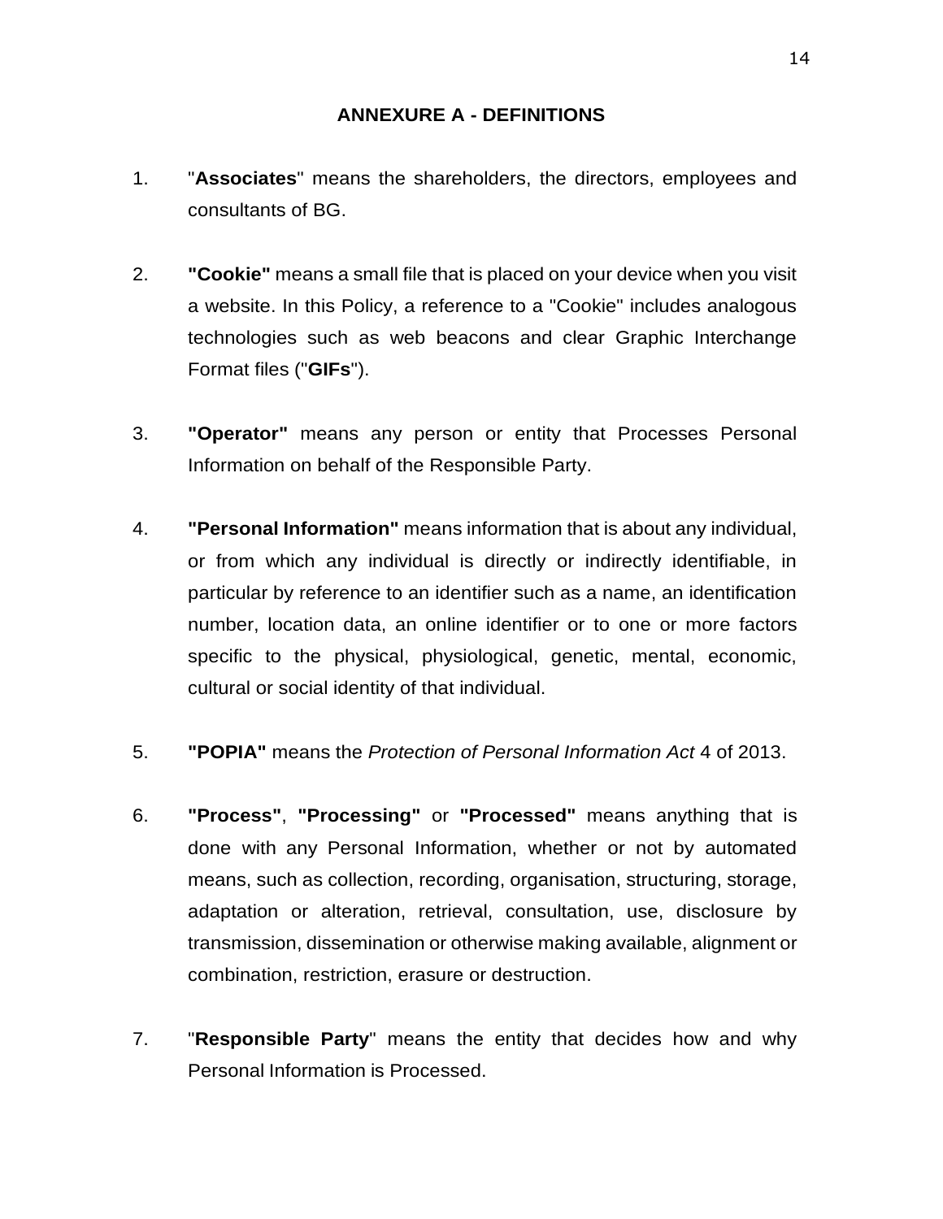## ANNEXURE A - DEFINITIONS

1. "**Associates**" means the shareholders, the directors, employees and consultants of BG.

2. **"Cookie"** means a small file that is placed on your device when you visit a website. In this Policy, a reference to a "Cookie" includes analogous technologies such as web beacons and clear Graphic Interchange Format files ("**GIFs**").

3. **"Operator"** means any person or entity that Processes Personal Information on behalf of the Responsible Party.

4. **"Personal Information"** means information that is about any individual, or from which any individual is directly or indirectly identifiable, in particular by reference to an identifier such as a name, an identification number, location data, an online identifier or to one or more factors specific to the physical, physiological, genetic, mental, economic, cultural or social identity of that individual.

5. **"POPIA"** means the *Protection of Personal Information Act* 4 of 2013.

6. **"Process"**, **"Processing"** or **"Processed"** means anything that is done with any Personal Information, whether or not by automated means, such as collection, recording, organisation, structuring, storage, adaptation or alteration, retrieval, consultation, use, disclosure by transmission, dissemination or otherwise making available, alignment or combination, restriction, erasure or destruction.

7. "**Responsible Party**" means the entity that decides how and why Personal Information is Processed.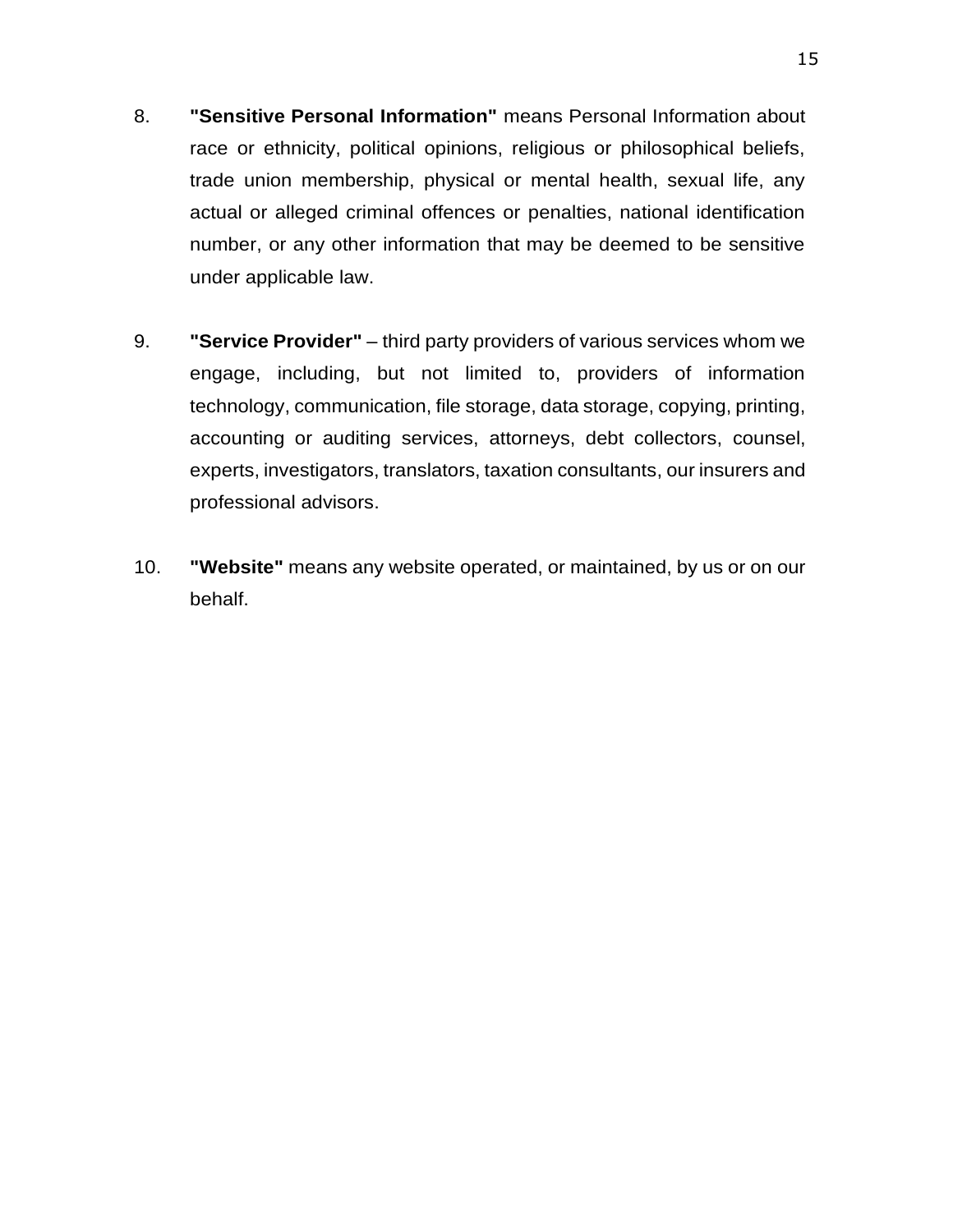8. **"Sensitive Personal Information"** means Personal Information about race or ethnicity, political opinions, religious or philosophical beliefs, trade union membership, physical or mental health, sexual life, any actual or alleged criminal offences or penalties, national identification number, or any other information that may be deemed to be sensitive under applicable law.

9. **"Service Provider"** – third party providers of various services whom we engage, including, but not limited to, providers of information technology, communication, file storage, data storage, copying, printing, accounting or auditing services, attorneys, debt collectors, counsel, experts, investigators, translators, taxation consultants, our insurers and professional advisors.

10. **"Website"** means any website operated, or maintained, by us or on our behalf.